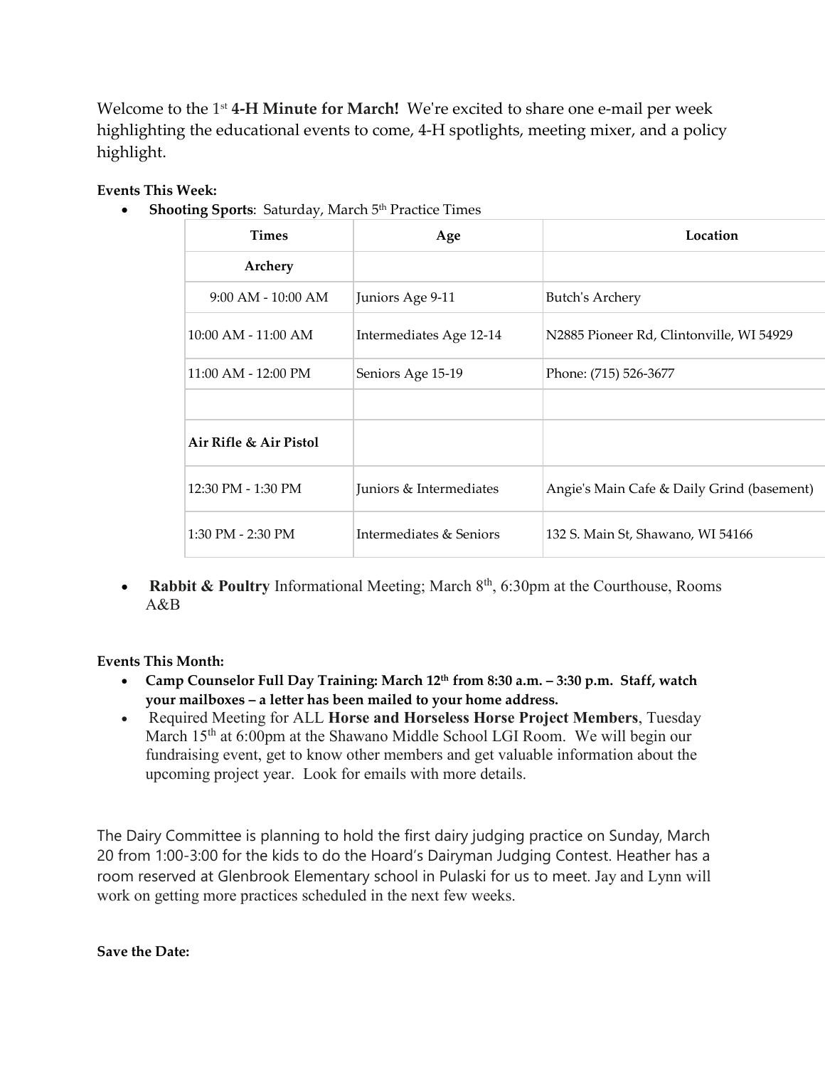Welcome to the 1st **4-H Minute for March!** We're excited to share one e-mail per week highlighting the educational events to come, 4-H spotlights, meeting mixer, and a policy highlight.

**Events This Week:**

- **Shooting Sports**: Saturday, March 5th Practice Times

| Times | Age | Location |
|---|---|---|
| **Archery** | | |
| 9:00 AM - 10:00 AM | Juniors Age 9-11 | Butch's Archery |
| 10:00 AM - 11:00 AM | Intermediates Age 12-14 | N2885 Pioneer Rd, Clintonville, WI 54929 |
| 11:00 AM - 12:00 PM | Seniors Age 15-19 | Phone: (715) 526-3677 |
| | | |
| **Air Rifle & Air Pistol** | | |
| 12:30 PM - 1:30 PM | Juniors & Intermediates | Angie's Main Cafe & Daily Grind (basement) |
| 1:30 PM - 2:30 PM | Intermediates & Seniors | 132 S. Main St, Shawano, WI 54166 |

- **Rabbit & Poultry** Informational Meeting; March 8th, 6:30pm at the Courthouse, Rooms A&B

**Events This Month:**

- **Camp Counselor Full Day Training: March 12th from 8:30 a.m. – 3:30 p.m. Staff, watch your mailboxes – a letter has been mailed to your home address.**
- Required Meeting for ALL **Horse and Horseless Horse Project Members**, Tuesday March 15th at 6:00pm at the Shawano Middle School LGI Room. We will begin our fundraising event, get to know other members and get valuable information about the upcoming project year. Look for emails with more details.

The Dairy Committee is planning to hold the first dairy judging practice on Sunday, March 20 from 1:00-3:00 for the kids to do the Hoard's Dairyman Judging Contest. Heather has a room reserved at Glenbrook Elementary school in Pulaski for us to meet. Jay and Lynn will work on getting more practices scheduled in the next few weeks.

**Save the Date:**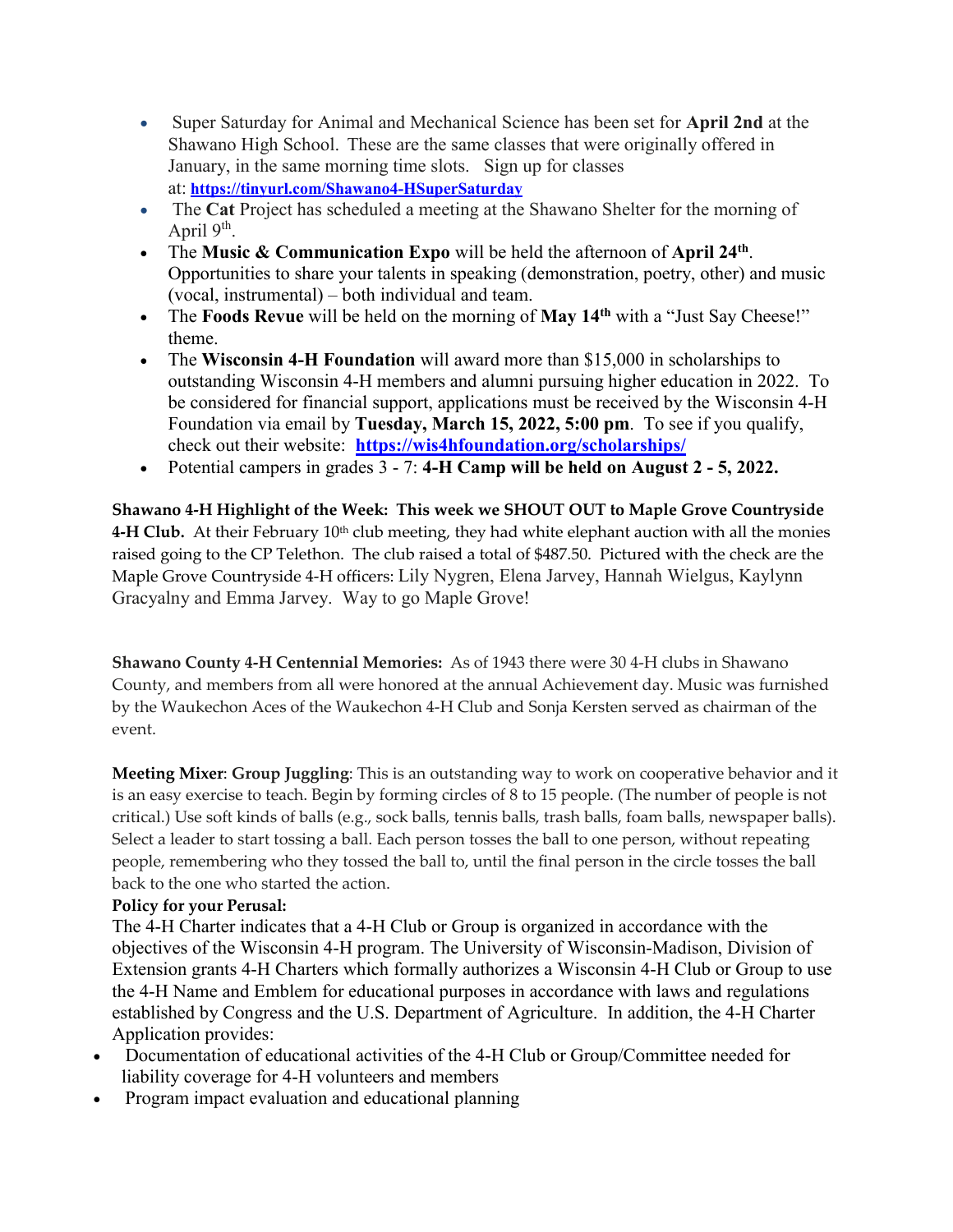- Super Saturday for Animal and Mechanical Science has been set for **April 2nd** at the Shawano High School. These are the same classes that were originally offered in January, in the same morning time slots. Sign up for classes at: **https://tinyurl.com/Shawano4-HSuperSaturday**
- The **Cat** Project has scheduled a meeting at the Shawano Shelter for the morning of April 9th.
- The **Music & Communication Expo** will be held the afternoon of **April 24th**. Opportunities to share your talents in speaking (demonstration, poetry, other) and music (vocal, instrumental) – both individual and team.
- The **Foods Revue** will be held on the morning of **May 14th** with a "Just Say Cheese!" theme.
- The **Wisconsin 4-H Foundation** will award more than $15,000 in scholarships to outstanding Wisconsin 4-H members and alumni pursuing higher education in 2022. To be considered for financial support, applications must be received by the Wisconsin 4-H Foundation via email by **Tuesday, March 15, 2022, 5:00 pm**. To see if you qualify, check out their website: **https://wis4hfoundation.org/scholarships/**
- Potential campers in grades 3 - 7: **4-H Camp will be held on August 2 - 5, 2022.**

**Shawano 4-H Highlight of the Week: This week we SHOUT OUT to Maple Grove Countryside 4-H Club.** At their February 10th club meeting, they had white elephant auction with all the monies raised going to the CP Telethon. The club raised a total of $487.50. Pictured with the check are the Maple Grove Countryside 4-H officers: Lily Nygren, Elena Jarvey, Hannah Wielgus, Kaylynn Gracyalny and Emma Jarvey. Way to go Maple Grove!

**Shawano County 4-H Centennial Memories:** As of 1943 there were 30 4-H clubs in Shawano County, and members from all were honored at the annual Achievement day. Music was furnished by the Waukechon Aces of the Waukechon 4-H Club and Sonja Kersten served as chairman of the event.

**Meeting Mixer**: **Group Juggling**: This is an outstanding way to work on cooperative behavior and it is an easy exercise to teach. Begin by forming circles of 8 to 15 people. (The number of people is not critical.) Use soft kinds of balls (e.g., sock balls, tennis balls, trash balls, foam balls, newspaper balls). Select a leader to start tossing a ball. Each person tosses the ball to one person, without repeating people, remembering who they tossed the ball to, until the final person in the circle tosses the ball back to the one who started the action.

**Policy for your Perusal:**

The 4-H Charter indicates that a 4-H Club or Group is organized in accordance with the objectives of the Wisconsin 4-H program. The University of Wisconsin-Madison, Division of Extension grants 4-H Charters which formally authorizes a Wisconsin 4-H Club or Group to use the 4-H Name and Emblem for educational purposes in accordance with laws and regulations established by Congress and the U.S. Department of Agriculture. In addition, the 4-H Charter Application provides:

- Documentation of educational activities of the 4-H Club or Group/Committee needed for liability coverage for 4-H volunteers and members
- Program impact evaluation and educational planning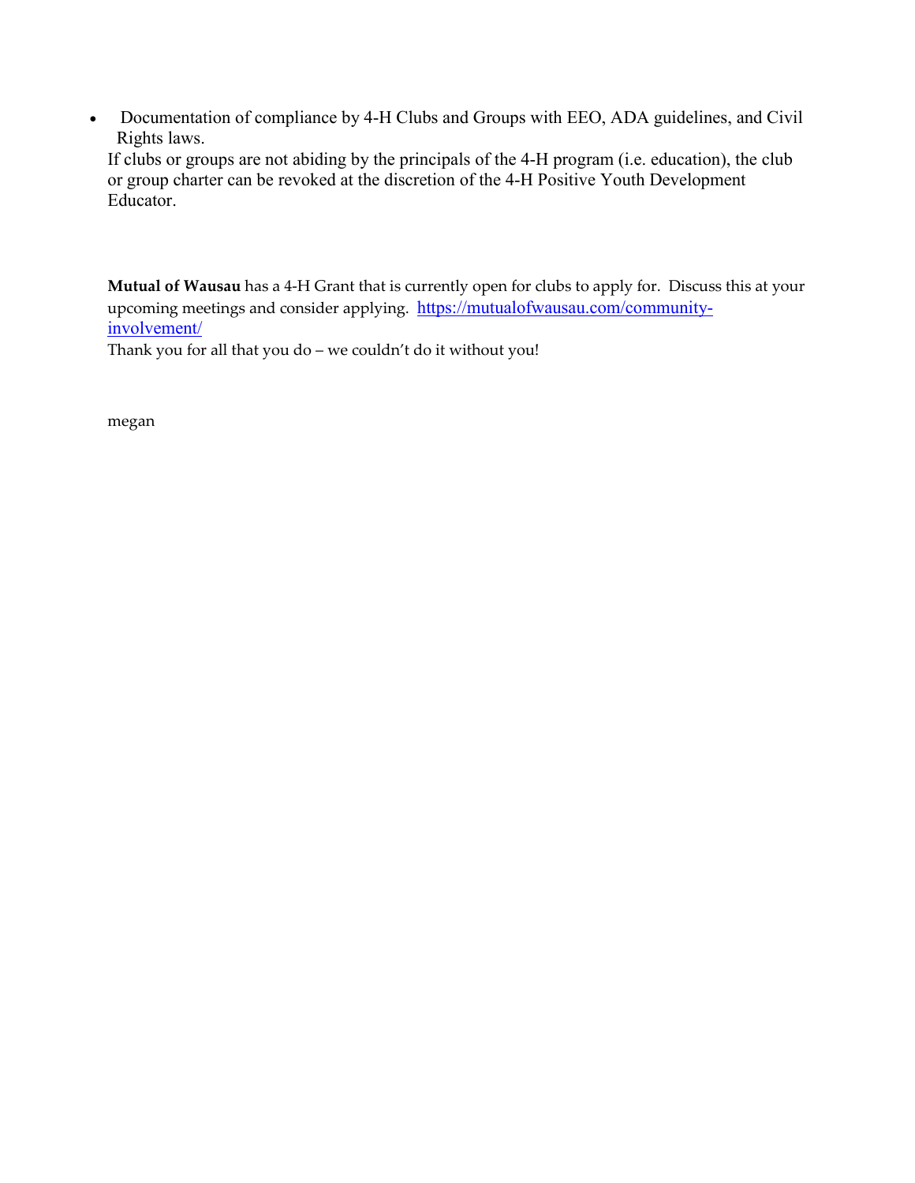- Documentation of compliance by 4-H Clubs and Groups with EEO, ADA guidelines, and Civil Rights laws.

  If clubs or groups are not abiding by the principals of the 4-H program (i.e. education), the club or group charter can be revoked at the discretion of the 4-H Positive Youth Development Educator.

**Mutual of Wausau** has a 4-H Grant that is currently open for clubs to apply for. Discuss this at your upcoming meetings and consider applying. https://mutualofwausau.com/community-involvement/

Thank you for all that you do – we couldn't do it without you!

megan